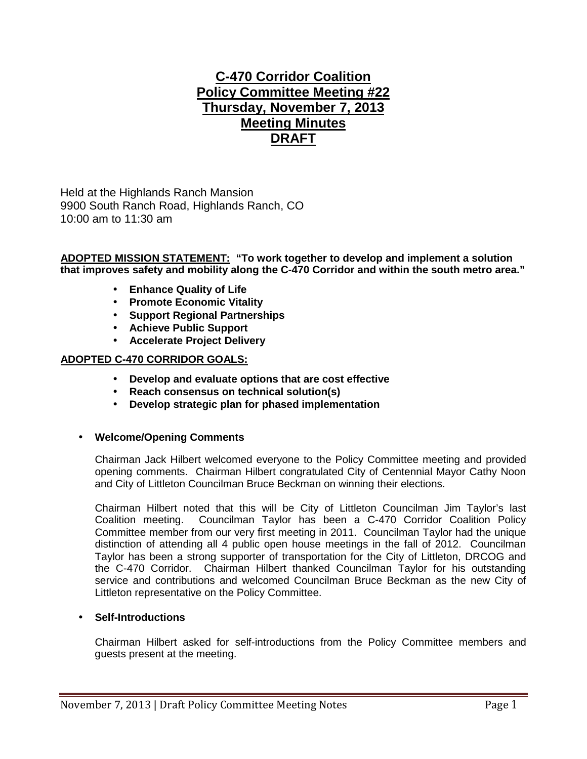# C-470 Corridor Coalition
# Policy Committee Meeting #22
# Thursday, November 7, 2013
# Meeting Minutes
# DRAFT

Held at the Highlands Ranch Mansion
9900 South Ranch Road, Highlands Ranch, CO
10:00 am to 11:30 am

**ADOPTED MISSION STATEMENT: "To work together to develop and implement a solution that improves safety and mobility along the C-470 Corridor and within the south metro area."**

- **Enhance Quality of Life**
- **Promote Economic Vitality**
- **Support Regional Partnerships**
- **Achieve Public Support**
- **Accelerate Project Delivery**

**ADOPTED C-470 CORRIDOR GOALS:**

- **Develop and evaluate options that are cost effective**
- **Reach consensus on technical solution(s)**
- **Develop strategic plan for phased implementation**

- **Welcome/Opening Comments**

  Chairman Jack Hilbert welcomed everyone to the Policy Committee meeting and provided opening comments. Chairman Hilbert congratulated City of Centennial Mayor Cathy Noon and City of Littleton Councilman Bruce Beckman on winning their elections.

  Chairman Hilbert noted that this will be City of Littleton Councilman Jim Taylor's last Coalition meeting. Councilman Taylor has been a C-470 Corridor Coalition Policy Committee member from our very first meeting in 2011. Councilman Taylor had the unique distinction of attending all 4 public open house meetings in the fall of 2012. Councilman Taylor has been a strong supporter of transportation for the City of Littleton, DRCOG and the C-470 Corridor. Chairman Hilbert thanked Councilman Taylor for his outstanding service and contributions and welcomed Councilman Bruce Beckman as the new City of Littleton representative on the Policy Committee.

- **Self-Introductions**

  Chairman Hilbert asked for self-introductions from the Policy Committee members and guests present at the meeting.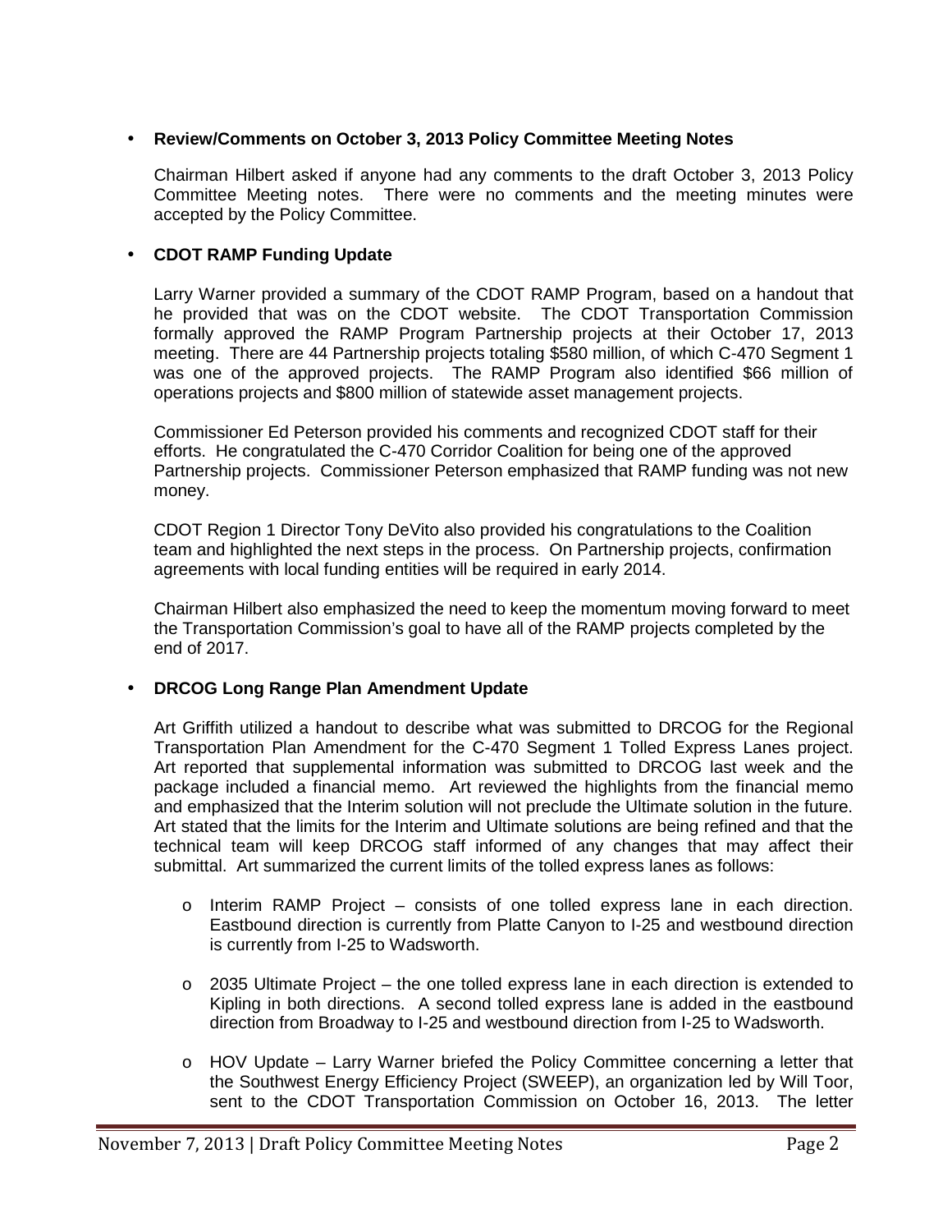- **Review/Comments on October 3, 2013 Policy Committee Meeting Notes**

  Chairman Hilbert asked if anyone had any comments to the draft October 3, 2013 Policy Committee Meeting notes. There were no comments and the meeting minutes were accepted by the Policy Committee.

- **CDOT RAMP Funding Update**

  Larry Warner provided a summary of the CDOT RAMP Program, based on a handout that he provided that was on the CDOT website. The CDOT Transportation Commission formally approved the RAMP Program Partnership projects at their October 17, 2013 meeting. There are 44 Partnership projects totaling $580 million, of which C-470 Segment 1 was one of the approved projects. The RAMP Program also identified $66 million of operations projects and $800 million of statewide asset management projects.

  Commissioner Ed Peterson provided his comments and recognized CDOT staff for their efforts. He congratulated the C-470 Corridor Coalition for being one of the approved Partnership projects. Commissioner Peterson emphasized that RAMP funding was not new money.

  CDOT Region 1 Director Tony DeVito also provided his congratulations to the Coalition team and highlighted the next steps in the process. On Partnership projects, confirmation agreements with local funding entities will be required in early 2014.

  Chairman Hilbert also emphasized the need to keep the momentum moving forward to meet the Transportation Commission's goal to have all of the RAMP projects completed by the end of 2017.

- **DRCOG Long Range Plan Amendment Update**

  Art Griffith utilized a handout to describe what was submitted to DRCOG for the Regional Transportation Plan Amendment for the C-470 Segment 1 Tolled Express Lanes project. Art reported that supplemental information was submitted to DRCOG last week and the package included a financial memo. Art reviewed the highlights from the financial memo and emphasized that the Interim solution will not preclude the Ultimate solution in the future. Art stated that the limits for the Interim and Ultimate solutions are being refined and that the technical team will keep DRCOG staff informed of any changes that may affect their submittal. Art summarized the current limits of the tolled express lanes as follows:

  - Interim RAMP Project – consists of one tolled express lane in each direction. Eastbound direction is currently from Platte Canyon to I-25 and westbound direction is currently from I-25 to Wadsworth.
  - 2035 Ultimate Project – the one tolled express lane in each direction is extended to Kipling in both directions. A second tolled express lane is added in the eastbound direction from Broadway to I-25 and westbound direction from I-25 to Wadsworth.
  - HOV Update – Larry Warner briefed the Policy Committee concerning a letter that the Southwest Energy Efficiency Project (SWEEP), an organization led by Will Toor, sent to the CDOT Transportation Commission on October 16, 2013. The letter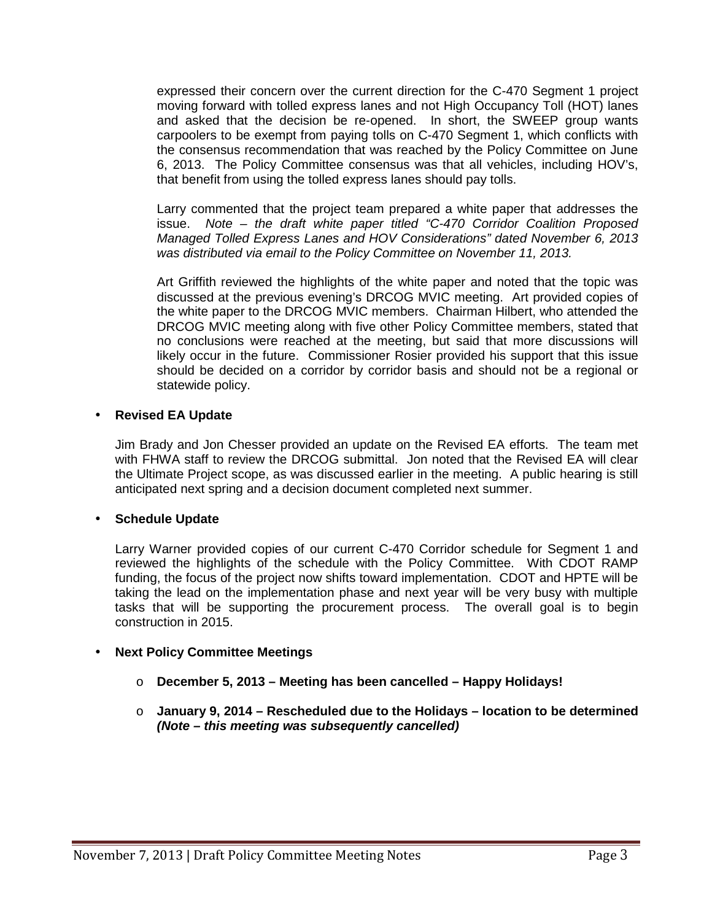expressed their concern over the current direction for the C-470 Segment 1 project moving forward with tolled express lanes and not High Occupancy Toll (HOT) lanes and asked that the decision be re-opened. In short, the SWEEP group wants carpoolers to be exempt from paying tolls on C-470 Segment 1, which conflicts with the consensus recommendation that was reached by the Policy Committee on June 6, 2013. The Policy Committee consensus was that all vehicles, including HOV's, that benefit from using the tolled express lanes should pay tolls.

Larry commented that the project team prepared a white paper that addresses the issue. *Note – the draft white paper titled "C-470 Corridor Coalition Proposed Managed Tolled Express Lanes and HOV Considerations" dated November 6, 2013 was distributed via email to the Policy Committee on November 11, 2013.*

Art Griffith reviewed the highlights of the white paper and noted that the topic was discussed at the previous evening's DRCOG MVIC meeting. Art provided copies of the white paper to the DRCOG MVIC members. Chairman Hilbert, who attended the DRCOG MVIC meeting along with five other Policy Committee members, stated that no conclusions were reached at the meeting, but said that more discussions will likely occur in the future. Commissioner Rosier provided his support that this issue should be decided on a corridor by corridor basis and should not be a regional or statewide policy.

- **Revised EA Update**

  Jim Brady and Jon Chesser provided an update on the Revised EA efforts. The team met with FHWA staff to review the DRCOG submittal. Jon noted that the Revised EA will clear the Ultimate Project scope, as was discussed earlier in the meeting. A public hearing is still anticipated next spring and a decision document completed next summer.

- **Schedule Update**

  Larry Warner provided copies of our current C-470 Corridor schedule for Segment 1 and reviewed the highlights of the schedule with the Policy Committee. With CDOT RAMP funding, the focus of the project now shifts toward implementation. CDOT and HPTE will be taking the lead on the implementation phase and next year will be very busy with multiple tasks that will be supporting the procurement process. The overall goal is to begin construction in 2015.

- **Next Policy Committee Meetings**
  - **December 5, 2013 – Meeting has been cancelled – Happy Holidays!**
  - **January 9, 2014 – Rescheduled due to the Holidays – location to be determined** ***(Note – this meeting was subsequently cancelled)***